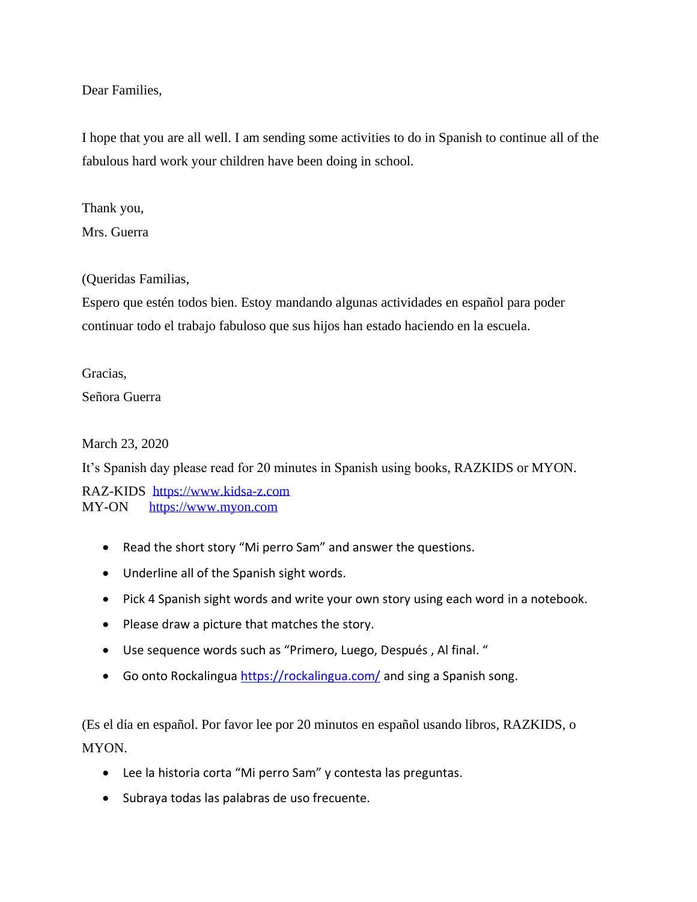Dear Families,

I hope that you are all well. I am sending some activities to do in Spanish to continue all of the fabulous hard work your children have been doing in school.

Thank you,
Mrs. Guerra

(Queridas Familias,
Espero que estén todos bien. Estoy mandando algunas actividades en español para poder continuar todo el trabajo fabuloso que sus hijos han estado haciendo en la escuela.

Gracias,
Señora Guerra

March 23, 2020

It's Spanish day please read for 20 minutes in Spanish using books, RAZKIDS or MYON.

RAZ-KIDS https://www.kidsa-z.com
MY-ON https://www.myon.com

- Read the short story "Mi perro Sam" and answer the questions.
- Underline all of the Spanish sight words.
- Pick 4 Spanish sight words and write your own story using each word in a notebook.
- Please draw a picture that matches the story.
- Use sequence words such as "Primero, Luego, Después , Al final. "
- Go onto Rockalingua https://rockalingua.com/ and sing a Spanish song.

(Es el día en español. Por favor lee por 20 minutos en español usando libros, RAZKIDS, o MYON.

- Lee la historia corta "Mi perro Sam" y contesta las preguntas.
- Subraya todas las palabras de uso frecuente.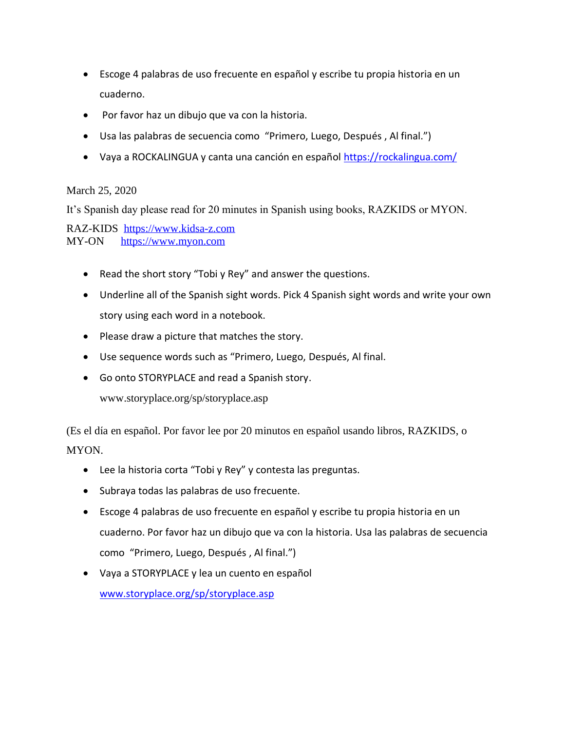- Escoge 4 palabras de uso frecuente en español y escribe tu propia historia en un cuaderno.
- Por favor haz un dibujo que va con la historia.
- Usa las palabras de secuencia como "Primero, Luego, Después , Al final.")
- Vaya a ROCKALINGUA y canta una canción en español https://rockalingua.com/

March 25, 2020

It's Spanish day please read for 20 minutes in Spanish using books, RAZKIDS or MYON.

RAZ-KIDS https://www.kidsa-z.com
MY-ON https://www.myon.com

- Read the short story "Tobi y Rey" and answer the questions.
- Underline all of the Spanish sight words. Pick 4 Spanish sight words and write your own story using each word in a notebook.
- Please draw a picture that matches the story.
- Use sequence words such as "Primero, Luego, Después, Al final.
- Go onto STORYPLACE and read a Spanish story.
  www.storyplace.org/sp/storyplace.asp

(Es el día en español. Por favor lee por 20 minutos en español usando libros, RAZKIDS, o MYON.

- Lee la historia corta "Tobi y Rey" y contesta las preguntas.
- Subraya todas las palabras de uso frecuente.
- Escoge 4 palabras de uso frecuente en español y escribe tu propia historia en un cuaderno. Por favor haz un dibujo que va con la historia. Usa las palabras de secuencia como "Primero, Luego, Después , Al final.")
- Vaya a STORYPLACE y lea un cuento en español
  www.storyplace.org/sp/storyplace.asp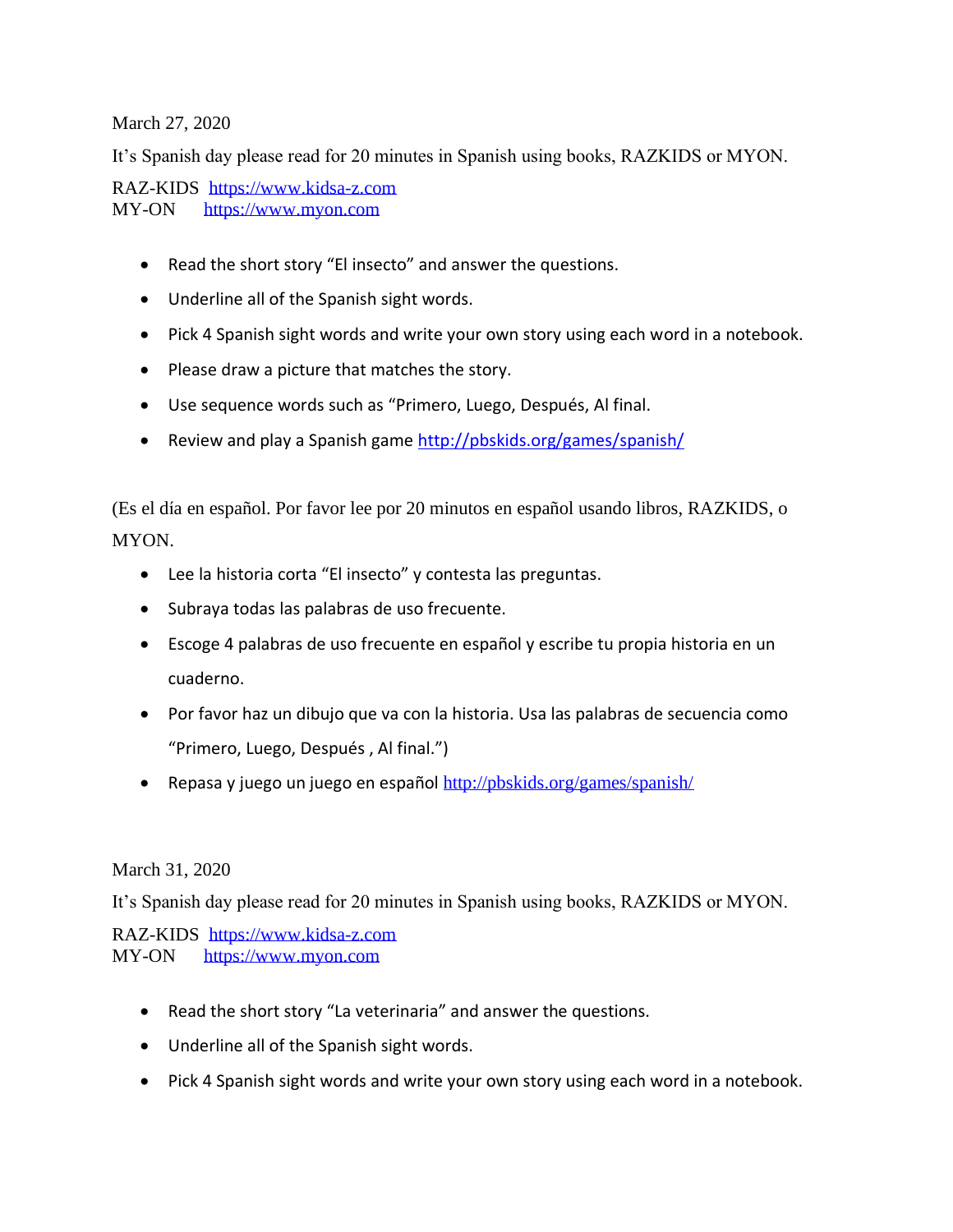March 27, 2020

It's Spanish day please read for 20 minutes in Spanish using books, RAZKIDS or MYON.

RAZ-KIDS https://www.kidsa-z.com
MY-ON https://www.myon.com

- Read the short story "El insecto" and answer the questions.
- Underline all of the Spanish sight words.
- Pick 4 Spanish sight words and write your own story using each word in a notebook.
- Please draw a picture that matches the story.
- Use sequence words such as "Primero, Luego, Después, Al final.
- Review and play a Spanish game http://pbskids.org/games/spanish/

(Es el día en español. Por favor lee por 20 minutos en español usando libros, RAZKIDS, o MYON.

- Lee la historia corta "El insecto" y contesta las preguntas.
- Subraya todas las palabras de uso frecuente.
- Escoge 4 palabras de uso frecuente en español y escribe tu propia historia en un cuaderno.
- Por favor haz un dibujo que va con la historia. Usa las palabras de secuencia como "Primero, Luego, Después , Al final.")
- Repasa y juego un juego en español http://pbskids.org/games/spanish/

March 31, 2020

It's Spanish day please read for 20 minutes in Spanish using books, RAZKIDS or MYON.

RAZ-KIDS https://www.kidsa-z.com
MY-ON https://www.myon.com

- Read the short story "La veterinaria" and answer the questions.
- Underline all of the Spanish sight words.
- Pick 4 Spanish sight words and write your own story using each word in a notebook.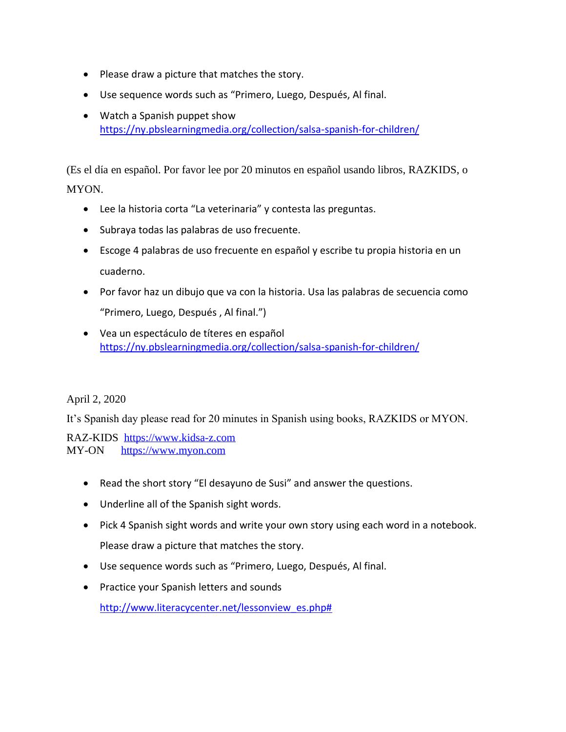- Please draw a picture that matches the story.
- Use sequence words such as "Primero, Luego, Después, Al final.
- Watch a Spanish puppet show https://ny.pbslearningmedia.org/collection/salsa-spanish-for-children/

(Es el día en español. Por favor lee por 20 minutos en español usando libros, RAZKIDS, o MYON.

- Lee la historia corta "La veterinaria" y contesta las preguntas.
- Subraya todas las palabras de uso frecuente.
- Escoge 4 palabras de uso frecuente en español y escribe tu propia historia en un cuaderno.
- Por favor haz un dibujo que va con la historia. Usa las palabras de secuencia como "Primero, Luego, Después , Al final.")
- Vea un espectáculo de títeres en español https://ny.pbslearningmedia.org/collection/salsa-spanish-for-children/

April 2, 2020

It's Spanish day please read for 20 minutes in Spanish using books, RAZKIDS or MYON.

RAZ-KIDS https://www.kidsa-z.com
MY-ON https://www.myon.com

- Read the short story "El desayuno de Susi" and answer the questions.
- Underline all of the Spanish sight words.
- Pick 4 Spanish sight words and write your own story using each word in a notebook. Please draw a picture that matches the story.
- Use sequence words such as "Primero, Luego, Después, Al final.
- Practice your Spanish letters and sounds

  http://www.literacycenter.net/lessonview_es.php#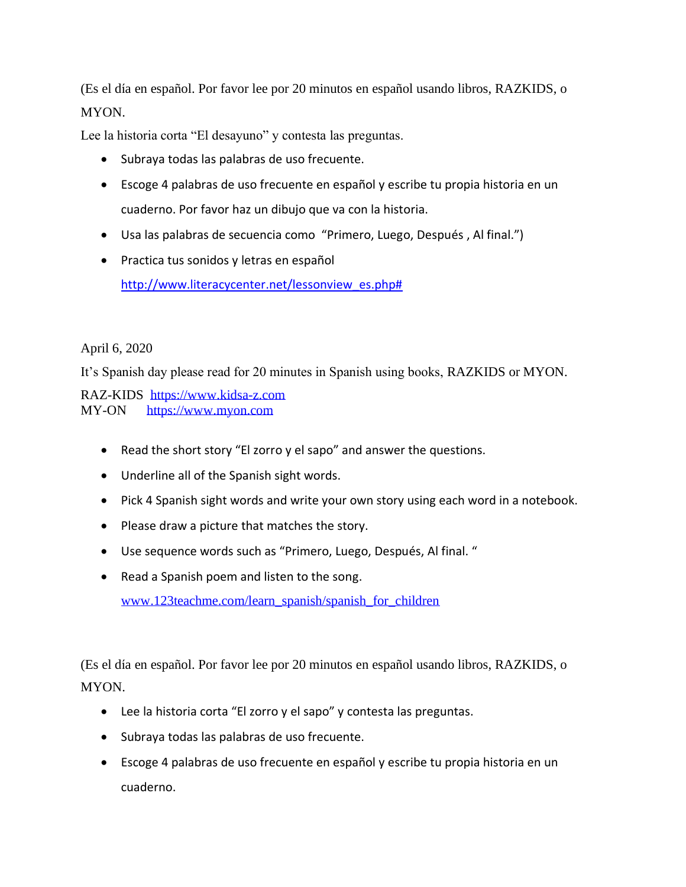(Es el día en español. Por favor lee por 20 minutos en español usando libros, RAZKIDS, o MYON.

Lee la historia corta "El desayuno" y contesta las preguntas.

- Subraya todas las palabras de uso frecuente.
- Escoge 4 palabras de uso frecuente en español y escribe tu propia historia en un cuaderno. Por favor haz un dibujo que va con la historia.
- Usa las palabras de secuencia como "Primero, Luego, Después , Al final.")
- Practica tus sonidos y letras en español
  http://www.literacycenter.net/lessonview_es.php#

April 6, 2020

It's Spanish day please read for 20 minutes in Spanish using books, RAZKIDS or MYON.

RAZ-KIDS https://www.kidsa-z.com
MY-ON https://www.myon.com

- Read the short story "El zorro y el sapo" and answer the questions.
- Underline all of the Spanish sight words.
- Pick 4 Spanish sight words and write your own story using each word in a notebook.
- Please draw a picture that matches the story.
- Use sequence words such as "Primero, Luego, Después, Al final. "
- Read a Spanish poem and listen to the song.
  www.123teachme.com/learn_spanish/spanish_for_children

(Es el día en español. Por favor lee por 20 minutos en español usando libros, RAZKIDS, o MYON.

- Lee la historia corta "El zorro y el sapo" y contesta las preguntas.
- Subraya todas las palabras de uso frecuente.
- Escoge 4 palabras de uso frecuente en español y escribe tu propia historia en un cuaderno.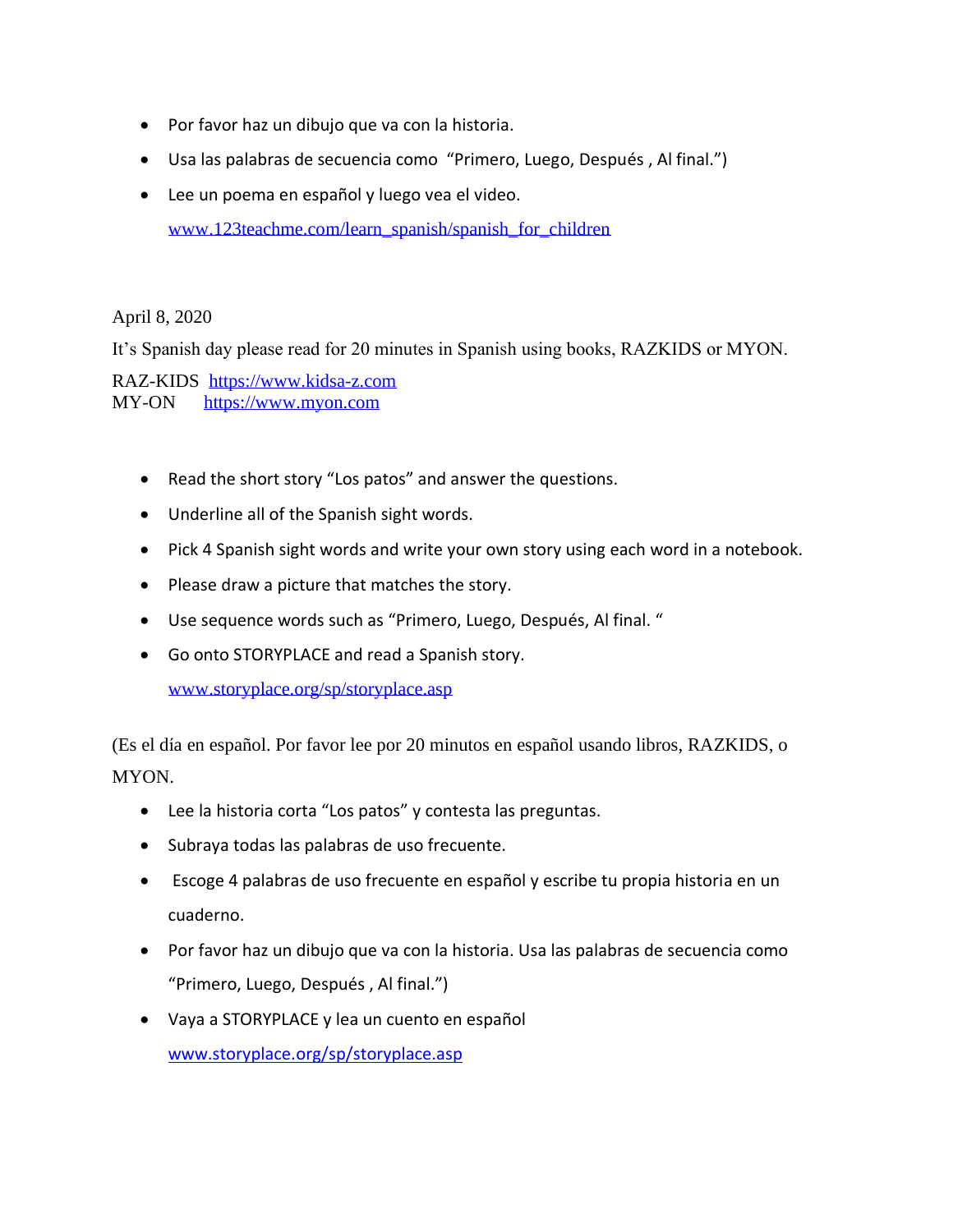- Por favor haz un dibujo que va con la historia.
- Usa las palabras de secuencia como  "Primero, Luego, Después , Al final.")
- Lee un poema en español y luego vea el video.

  www.123teachme.com/learn_spanish/spanish_for_children

April 8, 2020

It's Spanish day please read for 20 minutes in Spanish using books, RAZKIDS or MYON.

RAZ-KIDS  https://www.kidsa-z.com
MY-ON  https://www.myon.com

- Read the short story "Los patos" and answer the questions.
- Underline all of the Spanish sight words.
- Pick 4 Spanish sight words and write your own story using each word in a notebook.
- Please draw a picture that matches the story.
- Use sequence words such as "Primero, Luego, Después, Al final. "
- Go onto STORYPLACE and read a Spanish story.

  www.storyplace.org/sp/storyplace.asp

(Es el día en español. Por favor lee por 20 minutos en español usando libros, RAZKIDS, o MYON.

- Lee la historia corta "Los patos" y contesta las preguntas.
- Subraya todas las palabras de uso frecuente.
- Escoge 4 palabras de uso frecuente en español y escribe tu propia historia en un cuaderno.
- Por favor haz un dibujo que va con la historia. Usa las palabras de secuencia como "Primero, Luego, Después , Al final.")
- Vaya a STORYPLACE y lea un cuento en español

  www.storyplace.org/sp/storyplace.asp